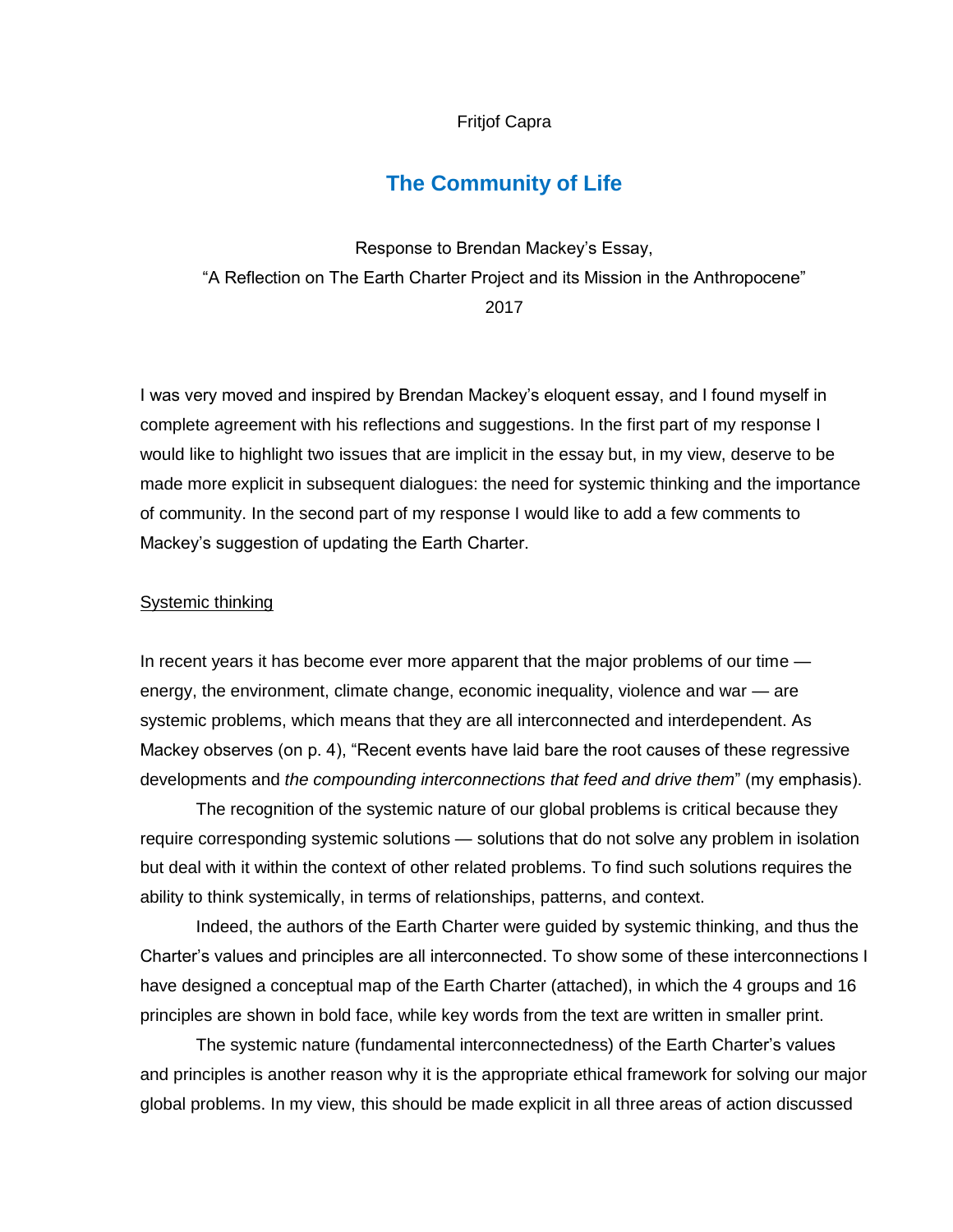Fritjof Capra

# The Community of Life

Response to Brendan Mackey's Essay,
"A Reflection on The Earth Charter Project and its Mission in the Anthropocene"
2017

I was very moved and inspired by Brendan Mackey's eloquent essay, and I found myself in complete agreement with his reflections and suggestions. In the first part of my response I would like to highlight two issues that are implicit in the essay but, in my view, deserve to be made more explicit in subsequent dialogues: the need for systemic thinking and the importance of community. In the second part of my response I would like to add a few comments to Mackey's suggestion of updating the Earth Charter.

## Systemic thinking

In recent years it has become ever more apparent that the major problems of our time — energy, the environment, climate change, economic inequality, violence and war — are systemic problems, which means that they are all interconnected and interdependent. As Mackey observes (on p. 4), "Recent events have laid bare the root causes of these regressive developments and *the compounding interconnections that feed and drive them*" (my emphasis).

The recognition of the systemic nature of our global problems is critical because they require corresponding systemic solutions — solutions that do not solve any problem in isolation but deal with it within the context of other related problems. To find such solutions requires the ability to think systemically, in terms of relationships, patterns, and context.

Indeed, the authors of the Earth Charter were guided by systemic thinking, and thus the Charter's values and principles are all interconnected. To show some of these interconnections I have designed a conceptual map of the Earth Charter (attached), in which the 4 groups and 16 principles are shown in bold face, while key words from the text are written in smaller print.

The systemic nature (fundamental interconnectedness) of the Earth Charter's values and principles is another reason why it is the appropriate ethical framework for solving our major global problems. In my view, this should be made explicit in all three areas of action discussed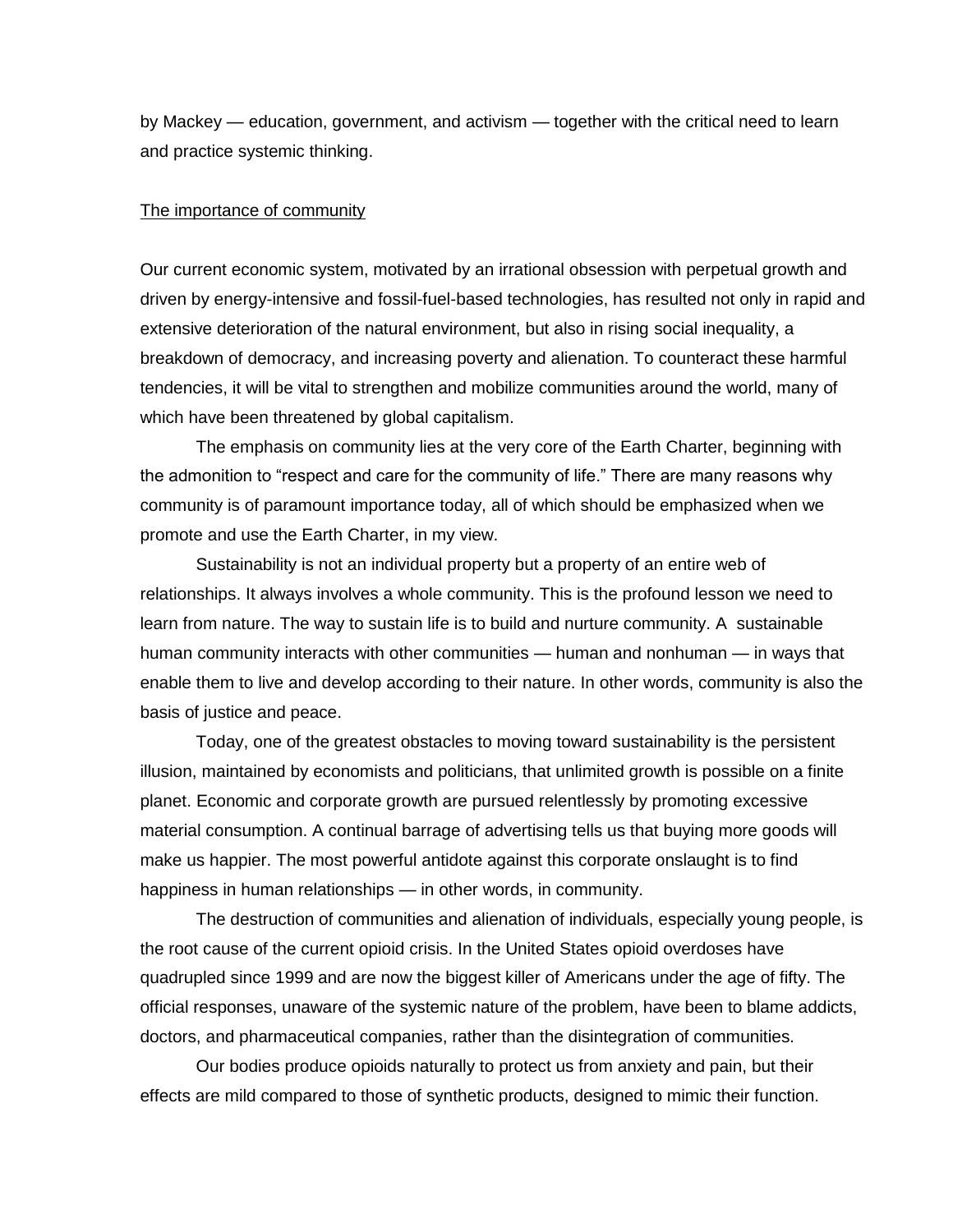by Mackey — education, government, and activism — together with the critical need to learn and practice systemic thinking.

<u>The importance of community</u>

Our current economic system, motivated by an irrational obsession with perpetual growth and driven by energy-intensive and fossil-fuel-based technologies, has resulted not only in rapid and extensive deterioration of the natural environment, but also in rising social inequality, a breakdown of democracy, and increasing poverty and alienation. To counteract these harmful tendencies, it will be vital to strengthen and mobilize communities around the world, many of which have been threatened by global capitalism.

The emphasis on community lies at the very core of the Earth Charter, beginning with the admonition to "respect and care for the community of life." There are many reasons why community is of paramount importance today, all of which should be emphasized when we promote and use the Earth Charter, in my view.

Sustainability is not an individual property but a property of an entire web of relationships. It always involves a whole community. This is the profound lesson we need to learn from nature. The way to sustain life is to build and nurture community. A sustainable human community interacts with other communities — human and nonhuman — in ways that enable them to live and develop according to their nature. In other words, community is also the basis of justice and peace.

Today, one of the greatest obstacles to moving toward sustainability is the persistent illusion, maintained by economists and politicians, that unlimited growth is possible on a finite planet. Economic and corporate growth are pursued relentlessly by promoting excessive material consumption. A continual barrage of advertising tells us that buying more goods will make us happier. The most powerful antidote against this corporate onslaught is to find happiness in human relationships — in other words, in community.

The destruction of communities and alienation of individuals, especially young people, is the root cause of the current opioid crisis. In the United States opioid overdoses have quadrupled since 1999 and are now the biggest killer of Americans under the age of fifty. The official responses, unaware of the systemic nature of the problem, have been to blame addicts, doctors, and pharmaceutical companies, rather than the disintegration of communities.

Our bodies produce opioids naturally to protect us from anxiety and pain, but their effects are mild compared to those of synthetic products, designed to mimic their function.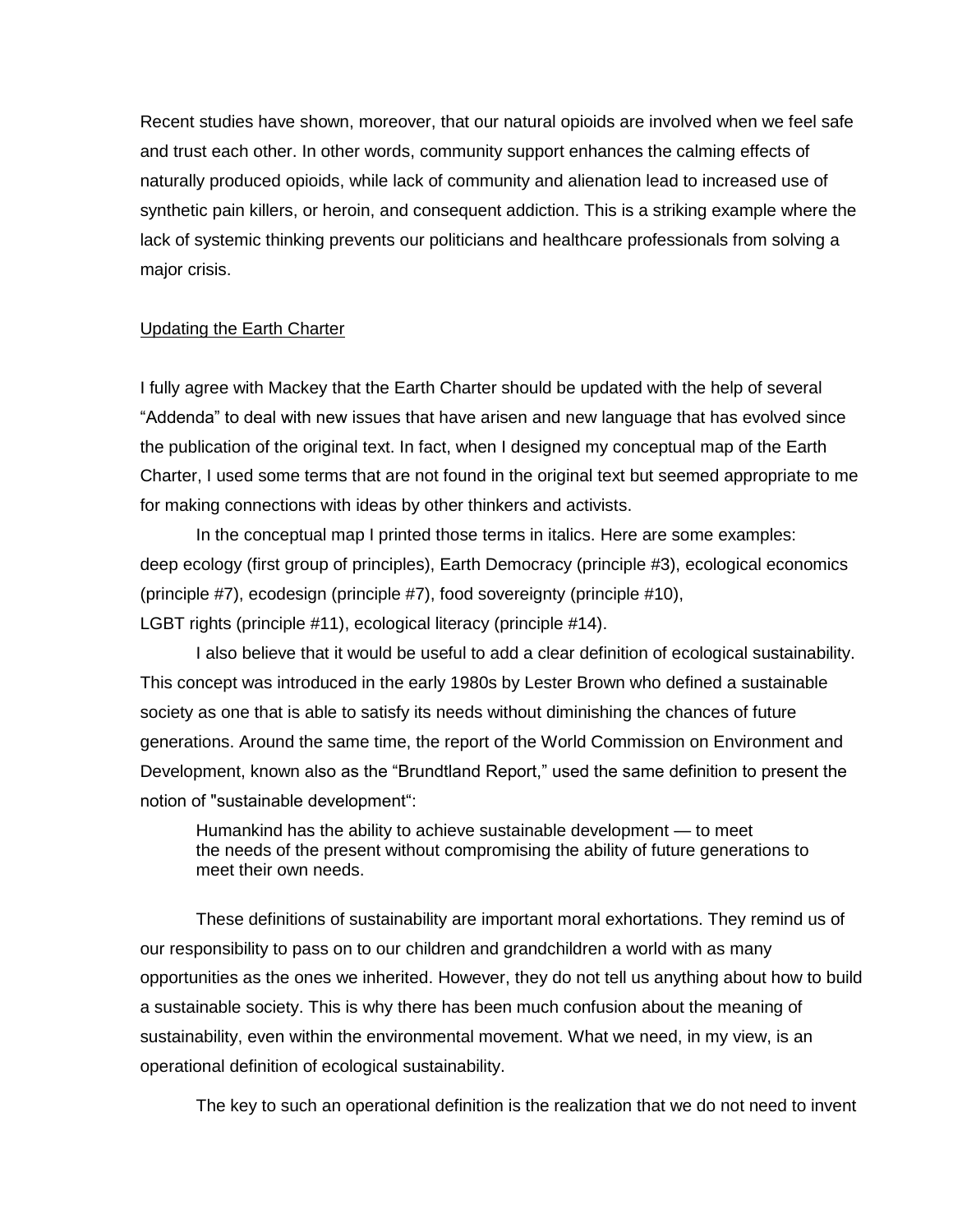Recent studies have shown, moreover, that our natural opioids are involved when we feel safe and trust each other. In other words, community support enhances the calming effects of naturally produced opioids, while lack of community and alienation lead to increased use of synthetic pain killers, or heroin, and consequent addiction. This is a striking example where the lack of systemic thinking prevents our politicians and healthcare professionals from solving a major crisis.

## Updating the Earth Charter

I fully agree with Mackey that the Earth Charter should be updated with the help of several "Addenda" to deal with new issues that have arisen and new language that has evolved since the publication of the original text. In fact, when I designed my conceptual map of the Earth Charter, I used some terms that are not found in the original text but seemed appropriate to me for making connections with ideas by other thinkers and activists.

In the conceptual map I printed those terms in italics. Here are some examples: deep ecology (first group of principles), Earth Democracy (principle #3), ecological economics (principle #7), ecodesign (principle #7), food sovereignty (principle #10), LGBT rights (principle #11), ecological literacy (principle #14).

I also believe that it would be useful to add a clear definition of ecological sustainability. This concept was introduced in the early 1980s by Lester Brown who defined a sustainable society as one that is able to satisfy its needs without diminishing the chances of future generations. Around the same time, the report of the World Commission on Environment and Development, known also as the "Brundtland Report," used the same definition to present the notion of "sustainable development":

> Humankind has the ability to achieve sustainable development — to meet the needs of the present without compromising the ability of future generations to meet their own needs.

These definitions of sustainability are important moral exhortations. They remind us of our responsibility to pass on to our children and grandchildren a world with as many opportunities as the ones we inherited. However, they do not tell us anything about how to build a sustainable society. This is why there has been much confusion about the meaning of sustainability, even within the environmental movement. What we need, in my view, is an operational definition of ecological sustainability.

The key to such an operational definition is the realization that we do not need to invent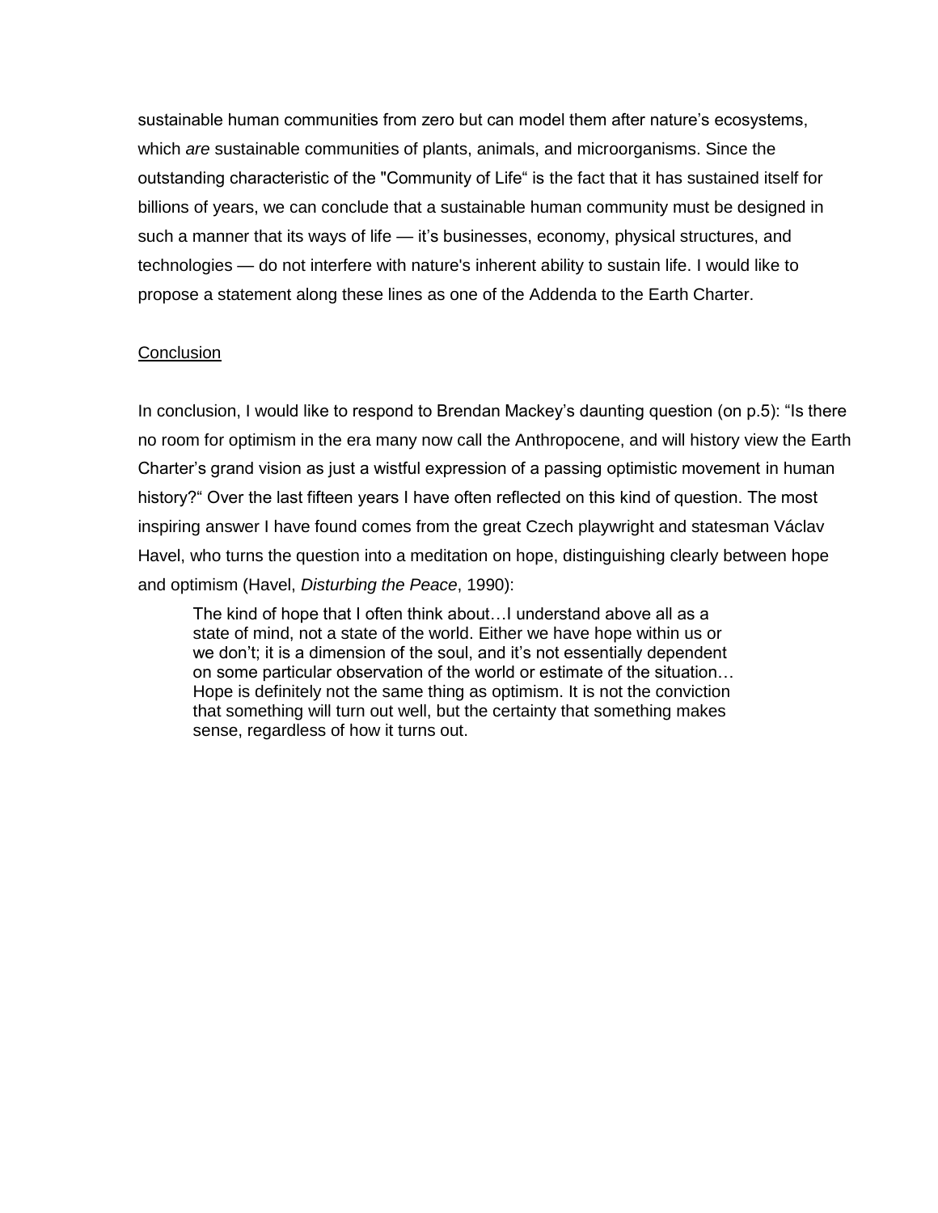sustainable human communities from zero but can model them after nature's ecosystems, which *are* sustainable communities of plants, animals, and microorganisms. Since the outstanding characteristic of the "Community of Life" is the fact that it has sustained itself for billions of years, we can conclude that a sustainable human community must be designed in such a manner that its ways of life — it's businesses, economy, physical structures, and technologies — do not interfere with nature's inherent ability to sustain life. I would like to propose a statement along these lines as one of the Addenda to the Earth Charter.

<u>Conclusion</u>

In conclusion, I would like to respond to Brendan Mackey's daunting question (on p.5): "Is there no room for optimism in the era many now call the Anthropocene, and will history view the Earth Charter's grand vision as just a wistful expression of a passing optimistic movement in human history?" Over the last fifteen years I have often reflected on this kind of question. The most inspiring answer I have found comes from the great Czech playwright and statesman Václav Havel, who turns the question into a meditation on hope, distinguishing clearly between hope and optimism (Havel, *Disturbing the Peace*, 1990):

> The kind of hope that I often think about…I understand above all as a state of mind, not a state of the world. Either we have hope within us or we don't; it is a dimension of the soul, and it's not essentially dependent on some particular observation of the world or estimate of the situation… Hope is definitely not the same thing as optimism. It is not the conviction that something will turn out well, but the certainty that something makes sense, regardless of how it turns out.